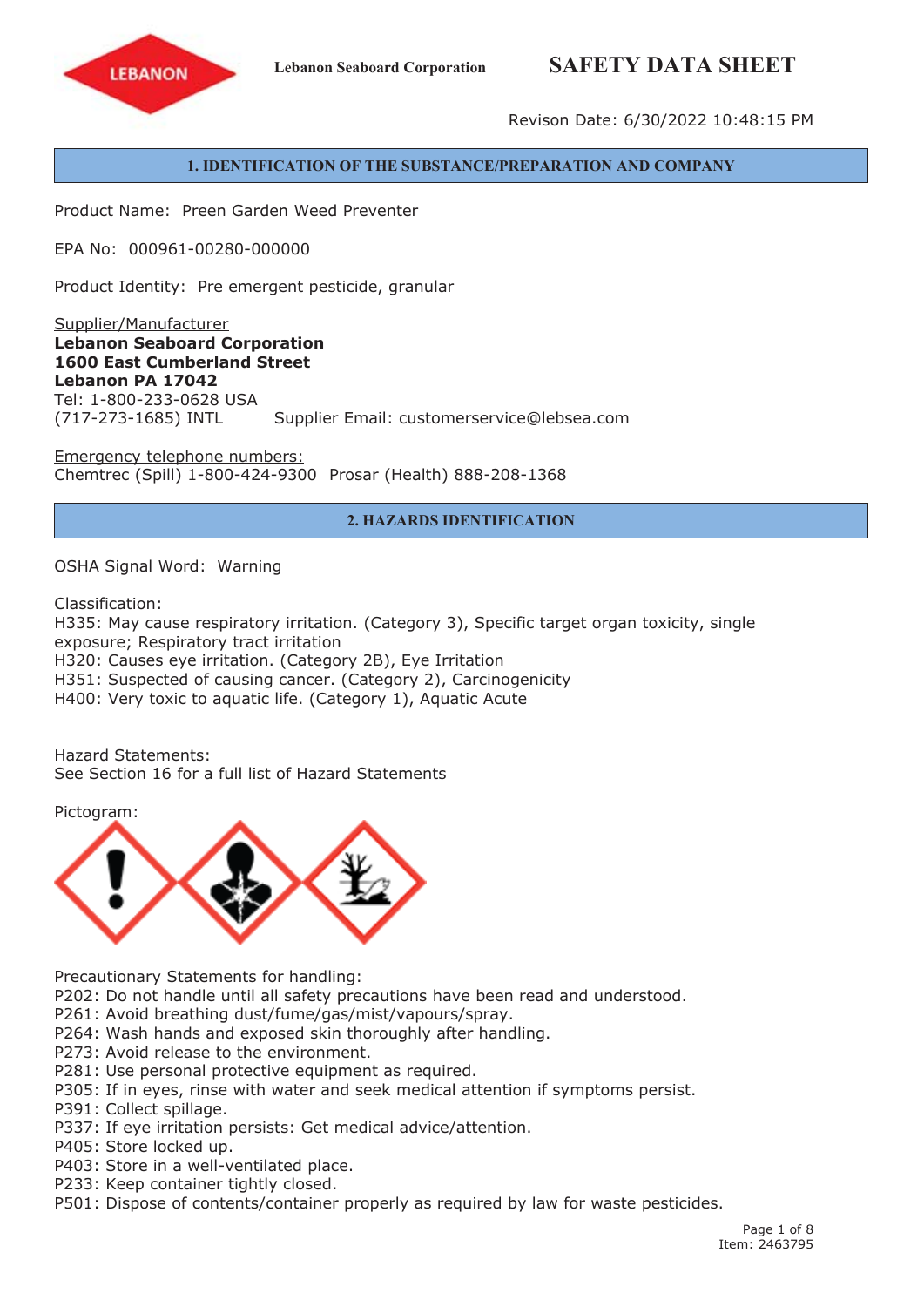LEBANON

**Lebanon Seaboard Corporation**

# SAFETY DATA SHEET

Revison Date: 6/30/2022 10:48:15 PM

## 1. IDENTIFICATION OF THE SUBSTANCE/PREPARATION AND COMPANY

Product Name: Preen Garden Weed Preventer

EPA No: 000961-00280-000000

Product Identity: Pre emergent pesticide, granular

Supplier/Manufacturer
**Lebanon Seaboard Corporation**
**1600 East Cumberland Street**
**Lebanon PA 17042**
Tel: 1-800-233-0628 USA
(717-273-1685) INTL    Supplier Email: customerservice@lebsea.com

Emergency telephone numbers:
Chemtrec (Spill) 1-800-424-9300 Prosar (Health) 888-208-1368

## 2. HAZARDS IDENTIFICATION

OSHA Signal Word: Warning

Classification:
H335: May cause respiratory irritation. (Category 3), Specific target organ toxicity, single exposure; Respiratory tract irritation
H320: Causes eye irritation. (Category 2B), Eye Irritation
H351: Suspected of causing cancer. (Category 2), Carcinogenicity
H400: Very toxic to aquatic life. (Category 1), Aquatic Acute

Hazard Statements:
See Section 16 for a full list of Hazard Statements

Pictogram:

Precautionary Statements for handling:
P202: Do not handle until all safety precautions have been read and understood.
P261: Avoid breathing dust/fume/gas/mist/vapours/spray.
P264: Wash hands and exposed skin thoroughly after handling.
P273: Avoid release to the environment.
P281: Use personal protective equipment as required.
P305: If in eyes, rinse with water and seek medical attention if symptoms persist.
P391: Collect spillage.
P337: If eye irritation persists: Get medical advice/attention.
P405: Store locked up.
P403: Store in a well-ventilated place.
P233: Keep container tightly closed.
P501: Dispose of contents/container properly as required by law for waste pesticides.

Item: 2463795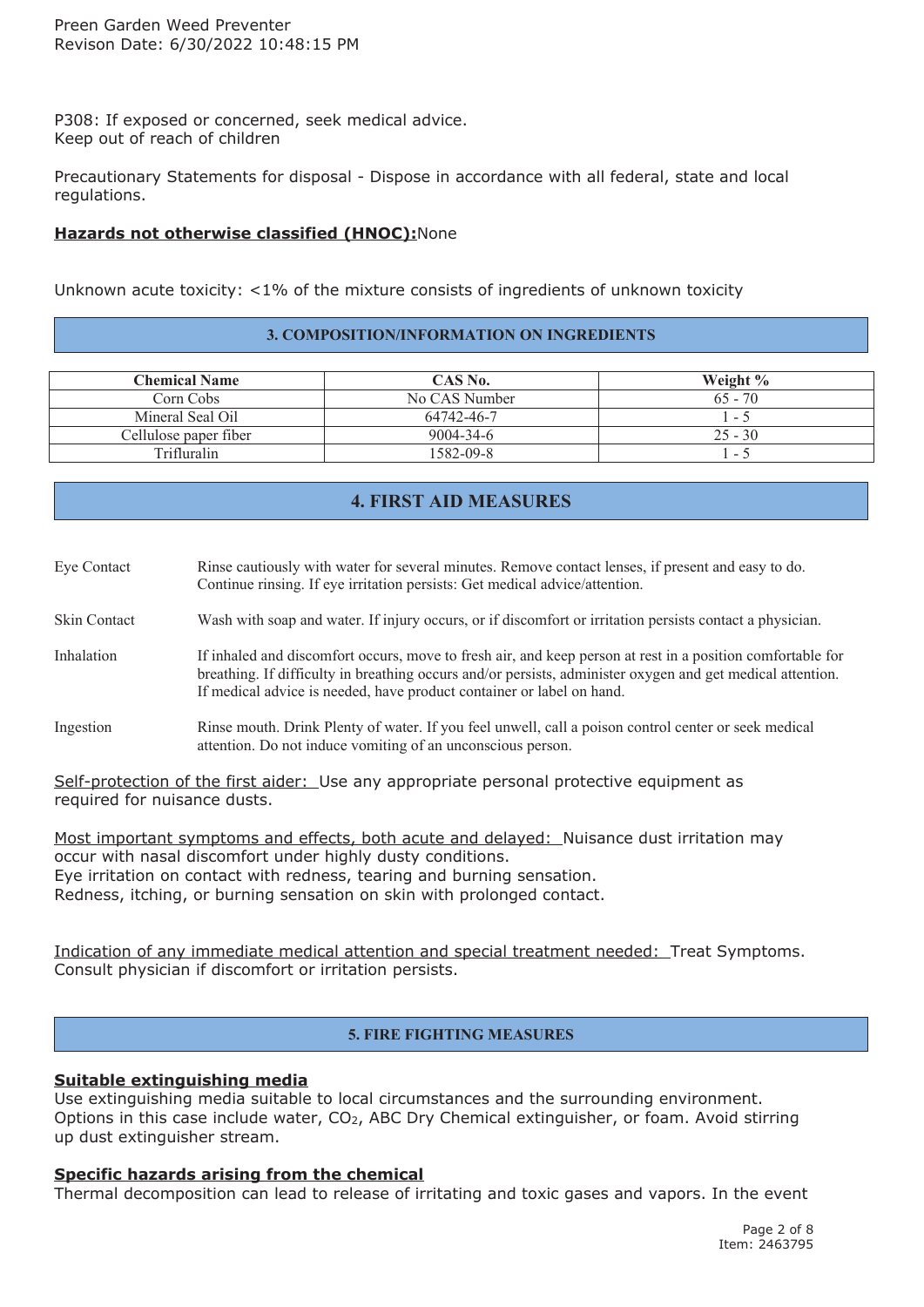P308: If exposed or concerned, seek medical advice.
Keep out of reach of children

Precautionary Statements for disposal - Dispose in accordance with all federal, state and local regulations.

**Hazards not otherwise classified (HNOC):** None

Unknown acute toxicity: <1% of the mixture consists of ingredients of unknown toxicity

## 3. COMPOSITION/INFORMATION ON INGREDIENTS

| Chemical Name | CAS No. | Weight % |
|---|---|---|
| Corn Cobs | No CAS Number | 65 - 70 |
| Mineral Seal Oil | 64742-46-7 | 1 - 5 |
| Cellulose paper fiber | 9004-34-6 | 25 - 30 |
| Trifluralin | 1582-09-8 | 1 - 5 |

## 4. FIRST AID MEASURES

Eye Contact — Rinse cautiously with water for several minutes. Remove contact lenses, if present and easy to do. Continue rinsing. If eye irritation persists: Get medical advice/attention.

Skin Contact — Wash with soap and water. If injury occurs, or if discomfort or irritation persists contact a physician.

Inhalation — If inhaled and discomfort occurs, move to fresh air, and keep person at rest in a position comfortable for breathing. If difficulty in breathing occurs and/or persists, administer oxygen and get medical attention. If medical advice is needed, have product container or label on hand.

Ingestion — Rinse mouth. Drink Plenty of water. If you feel unwell, call a poison control center or seek medical attention. Do not induce vomiting of an unconscious person.

Self-protection of the first aider: Use any appropriate personal protective equipment as required for nuisance dusts.

Most important symptoms and effects, both acute and delayed: Nuisance dust irritation may occur with nasal discomfort under highly dusty conditions.
Eye irritation on contact with redness, tearing and burning sensation.
Redness, itching, or burning sensation on skin with prolonged contact.

Indication of any immediate medical attention and special treatment needed: Treat Symptoms. Consult physician if discomfort or irritation persists.

## 5. FIRE FIGHTING MEASURES

**Suitable extinguishing media**
Use extinguishing media suitable to local circumstances and the surrounding environment. Options in this case include water, $CO_2$, ABC Dry Chemical extinguisher, or foam. Avoid stirring up dust extinguisher stream.

**Specific hazards arising from the chemical**
Thermal decomposition can lead to release of irritating and toxic gases and vapors. In the event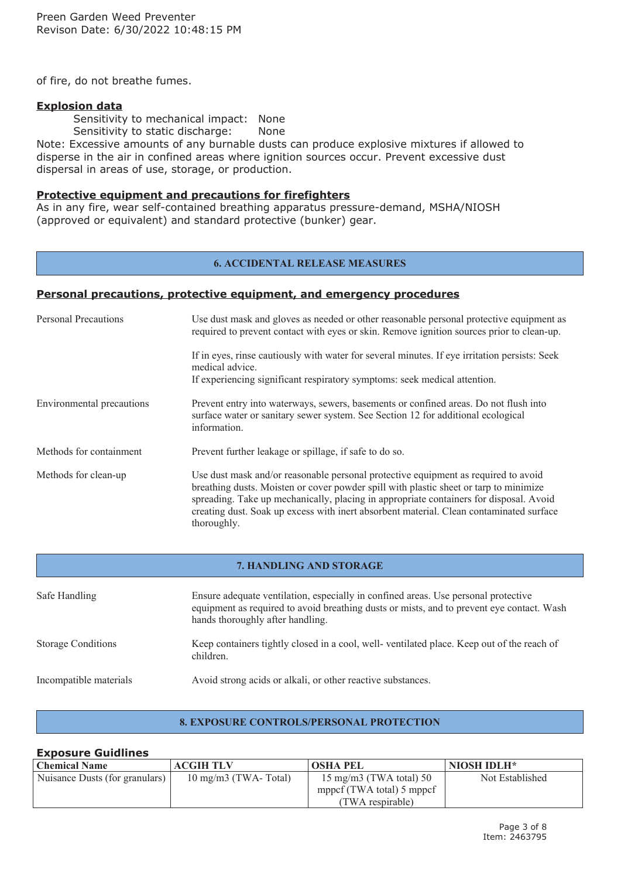of fire, do not breathe fumes.

**Explosion data**

Sensitivity to mechanical impact: None
Sensitivity to static discharge: None

Note: Excessive amounts of any burnable dusts can produce explosive mixtures if allowed to disperse in the air in confined areas where ignition sources occur. Prevent excessive dust dispersal in areas of use, storage, or production.

**Protective equipment and precautions for firefighters**

As in any fire, wear self-contained breathing apparatus pressure-demand, MSHA/NIOSH (approved or equivalent) and standard protective (bunker) gear.

## 6. ACCIDENTAL RELEASE MEASURES

**Personal precautions, protective equipment, and emergency procedures**

| | |
|---|---|
| Personal Precautions | Use dust mask and gloves as needed or other reasonable personal protective equipment as required to prevent contact with eyes or skin. Remove ignition sources prior to clean-up. If in eyes, rinse cautiously with water for several minutes. If eye irritation persists: Seek medical advice. If experiencing significant respiratory symptoms: seek medical attention. |
| Environmental precautions | Prevent entry into waterways, sewers, basements or confined areas. Do not flush into surface water or sanitary sewer system. See Section 12 for additional ecological information. |
| Methods for containment | Prevent further leakage or spillage, if safe to do so. |
| Methods for clean-up | Use dust mask and/or reasonable personal protective equipment as required to avoid breathing dusts. Moisten or cover powder spill with plastic sheet or tarp to minimize spreading. Take up mechanically, placing in appropriate containers for disposal. Avoid creating dust. Soak up excess with inert absorbent material. Clean contaminated surface thoroughly. |

## 7. HANDLING AND STORAGE

| | |
|---|---|
| Safe Handling | Ensure adequate ventilation, especially in confined areas. Use personal protective equipment as required to avoid breathing dusts or mists, and to prevent eye contact. Wash hands thoroughly after handling. |
| Storage Conditions | Keep containers tightly closed in a cool, well- ventilated place. Keep out of the reach of children. |
| Incompatible materials | Avoid strong acids or alkali, or other reactive substances. |

## 8. EXPOSURE CONTROLS/PERSONAL PROTECTION

**Exposure Guidlines**

| Chemical Name | ACGIH TLV | OSHA PEL | NIOSH IDLH* |
|---|---|---|---|
| Nuisance Dusts (for granulars) | 10 mg/m3 (TWA- Total) | 15 mg/m3 (TWA total) 50 mppcf (TWA total) 5 mppcf (TWA respirable) | Not Established |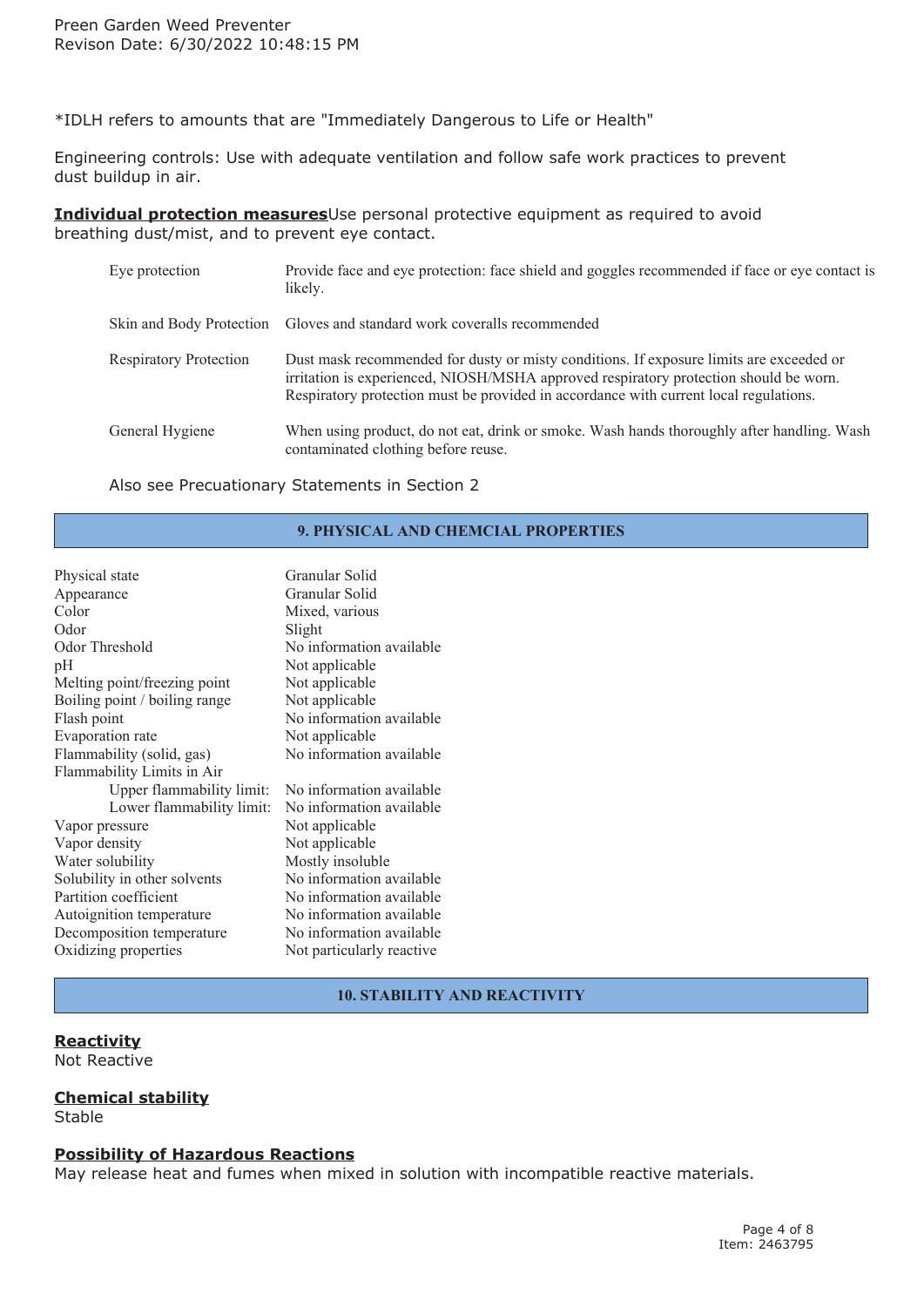*IDLH refers to amounts that are "Immediately Dangerous to Life or Health"

Engineering controls: Use with adequate ventilation and follow safe work practices to prevent dust buildup in air.

**Individual protection measures**Use personal protective equipment as required to avoid breathing dust/mist, and to prevent eye contact.

| | |
|---|---|
| Eye protection | Provide face and eye protection: face shield and goggles recommended if face or eye contact is likely. |
| Skin and Body Protection | Gloves and standard work coveralls recommended |
| Respiratory Protection | Dust mask recommended for dusty or misty conditions. If exposure limits are exceeded or irritation is experienced, NIOSH/MSHA approved respiratory protection should be worn. Respiratory protection must be provided in accordance with current local regulations. |
| General Hygiene | When using product, do not eat, drink or smoke. Wash hands thoroughly after handling. Wash contaminated clothing before reuse. |

Also see Precuationary Statements in Section 2

## 9. PHYSICAL AND CHEMCIAL PROPERTIES

| | |
|---|---|
| Physical state | Granular Solid |
| Appearance | Granular Solid |
| Color | Mixed, various |
| Odor | Slight |
| Odor Threshold | No information available |
| pH | Not applicable |
| Melting point/freezing point | Not applicable |
| Boiling point / boiling range | Not applicable |
| Flash point | No information available |
| Evaporation rate | Not applicable |
| Flammability (solid, gas) | No information available |
| Flammability Limits in Air | |
| Upper flammability limit: | No information available |
| Lower flammability limit: | No information available |
| Vapor pressure | Not applicable |
| Vapor density | Not applicable |
| Water solubility | Mostly insoluble |
| Solubility in other solvents | No information available |
| Partition coefficient | No information available |
| Autoignition temperature | No information available |
| Decomposition temperature | No information available |
| Oxidizing properties | Not particularly reactive |

## 10. STABILITY AND REACTIVITY

**Reactivity**
Not Reactive

**Chemical stability**
Stable

**Possibility of Hazardous Reactions**
May release heat and fumes when mixed in solution with incompatible reactive materials.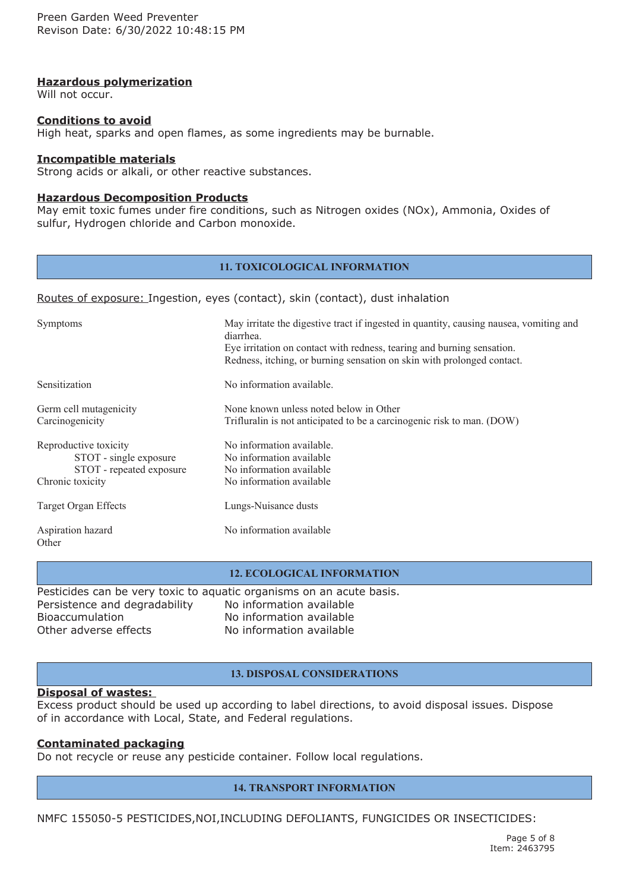**Hazardous polymerization**
Will not occur.

**Conditions to avoid**
High heat, sparks and open flames, as some ingredients may be burnable.

**Incompatible materials**
Strong acids or alkali, or other reactive substances.

**Hazardous Decomposition Products**
May emit toxic fumes under fire conditions, such as Nitrogen oxides (NOx), Ammonia, Oxides of sulfur, Hydrogen chloride and Carbon monoxide.

## 11. TOXICOLOGICAL INFORMATION

Routes of exposure: Ingestion, eyes (contact), skin (contact), dust inhalation

| | |
|---|---|
| Symptoms | May irritate the digestive tract if ingested in quantity, causing nausea, vomiting and diarrhea.<br>Eye irritation on contact with redness, tearing and burning sensation.<br>Redness, itching, or burning sensation on skin with prolonged contact. |
| Sensitization | No information available. |
| Germ cell mutagenicity | None known unless noted below in Other |
| Carcinogenicity | Trifluralin is not anticipated to be a carcinogenic risk to man. (DOW) |
| Reproductive toxicity | No information available. |
| STOT - single exposure | No information available |
| STOT - repeated exposure | No information available |
| Chronic toxicity | No information available |
| Target Organ Effects | Lungs-Nuisance dusts |
| Aspiration hazard | No information available |
| Other | |

## 12. ECOLOGICAL INFORMATION

Pesticides can be very toxic to aquatic organisms on an acute basis.

| | |
|---|---|
| Persistence and degradability | No information available |
| Bioaccumulation | No information available |
| Other adverse effects | No information available |

## 13. DISPOSAL CONSIDERATIONS

**Disposal of wastes:**
Excess product should be used up according to label directions, to avoid disposal issues. Dispose of in accordance with Local, State, and Federal regulations.

**Contaminated packaging**
Do not recycle or reuse any pesticide container. Follow local regulations.

## 14. TRANSPORT INFORMATION

NMFC 155050-5 PESTICIDES,NOI,INCLUDING DEFOLIANTS, FUNGICIDES OR INSECTICIDES: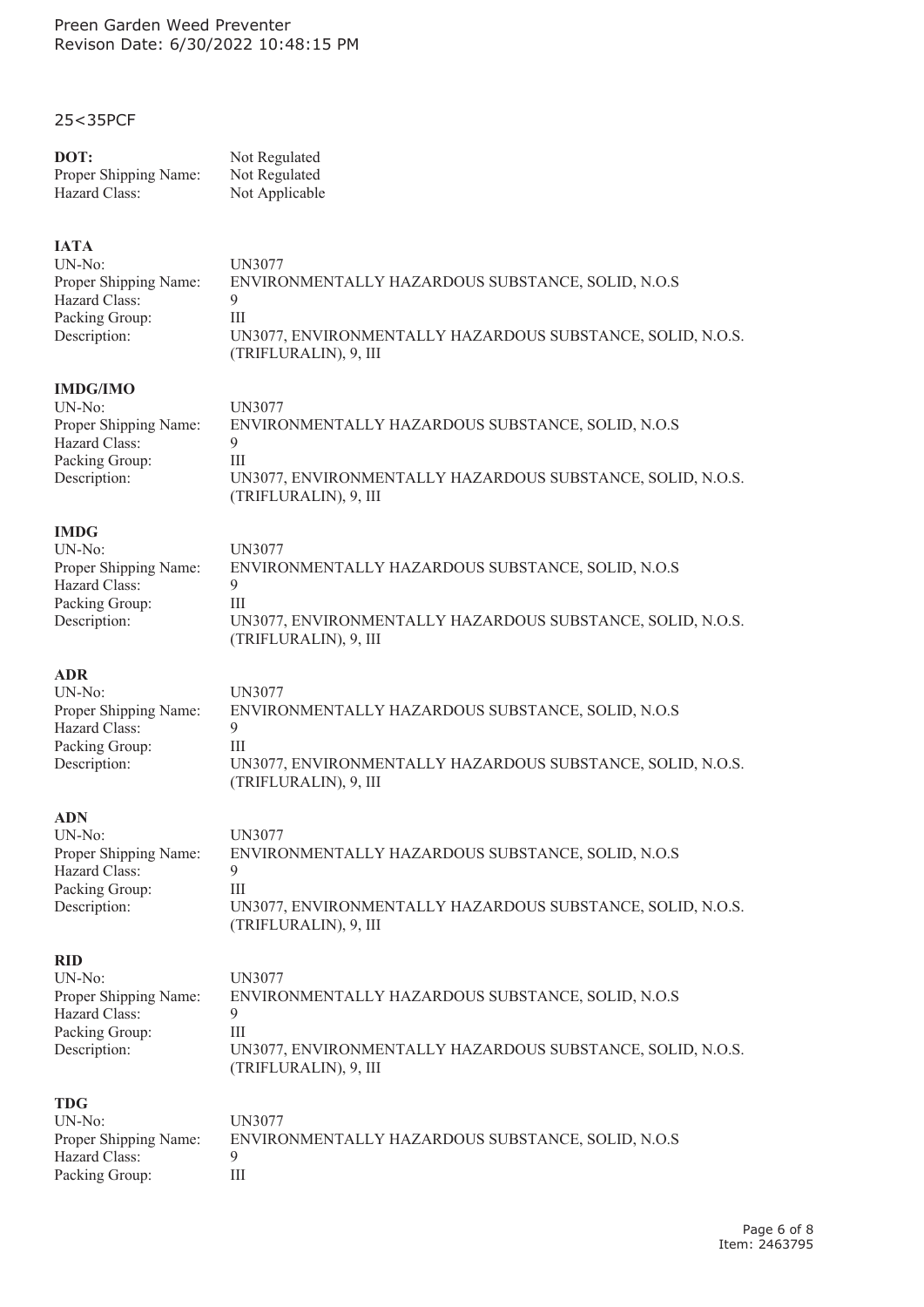25<35PCF

**DOT:**

| | |
|---|---|
| Proper Shipping Name: | Not Regulated |
| Hazard Class: | Not Applicable |

DOT: Not Regulated

**IATA**

| | |
|---|---|
| UN-No: | UN3077 |
| Proper Shipping Name: | ENVIRONMENTALLY HAZARDOUS SUBSTANCE, SOLID, N.O.S |
| Hazard Class: | 9 |
| Packing Group: | III |
| Description: | UN3077, ENVIRONMENTALLY HAZARDOUS SUBSTANCE, SOLID, N.O.S. (TRIFLURALIN), 9, III |

**IMDG/IMO**

| | |
|---|---|
| UN-No: | UN3077 |
| Proper Shipping Name: | ENVIRONMENTALLY HAZARDOUS SUBSTANCE, SOLID, N.O.S |
| Hazard Class: | 9 |
| Packing Group: | III |
| Description: | UN3077, ENVIRONMENTALLY HAZARDOUS SUBSTANCE, SOLID, N.O.S. (TRIFLURALIN), 9, III |

**IMDG**

| | |
|---|---|
| UN-No: | UN3077 |
| Proper Shipping Name: | ENVIRONMENTALLY HAZARDOUS SUBSTANCE, SOLID, N.O.S |
| Hazard Class: | 9 |
| Packing Group: | III |
| Description: | UN3077, ENVIRONMENTALLY HAZARDOUS SUBSTANCE, SOLID, N.O.S. (TRIFLURALIN), 9, III |

**ADR**

| | |
|---|---|
| UN-No: | UN3077 |
| Proper Shipping Name: | ENVIRONMENTALLY HAZARDOUS SUBSTANCE, SOLID, N.O.S |
| Hazard Class: | 9 |
| Packing Group: | III |
| Description: | UN3077, ENVIRONMENTALLY HAZARDOUS SUBSTANCE, SOLID, N.O.S. (TRIFLURALIN), 9, III |

**ADN**

| | |
|---|---|
| UN-No: | UN3077 |
| Proper Shipping Name: | ENVIRONMENTALLY HAZARDOUS SUBSTANCE, SOLID, N.O.S |
| Hazard Class: | 9 |
| Packing Group: | III |
| Description: | UN3077, ENVIRONMENTALLY HAZARDOUS SUBSTANCE, SOLID, N.O.S. (TRIFLURALIN), 9, III |

**RID**

| | |
|---|---|
| UN-No: | UN3077 |
| Proper Shipping Name: | ENVIRONMENTALLY HAZARDOUS SUBSTANCE, SOLID, N.O.S |
| Hazard Class: | 9 |
| Packing Group: | III |
| Description: | UN3077, ENVIRONMENTALLY HAZARDOUS SUBSTANCE, SOLID, N.O.S. (TRIFLURALIN), 9, III |

**TDG**

| | |
|---|---|
| UN-No: | UN3077 |
| Proper Shipping Name: | ENVIRONMENTALLY HAZARDOUS SUBSTANCE, SOLID, N.O.S |
| Hazard Class: | 9 |
| Packing Group: | III |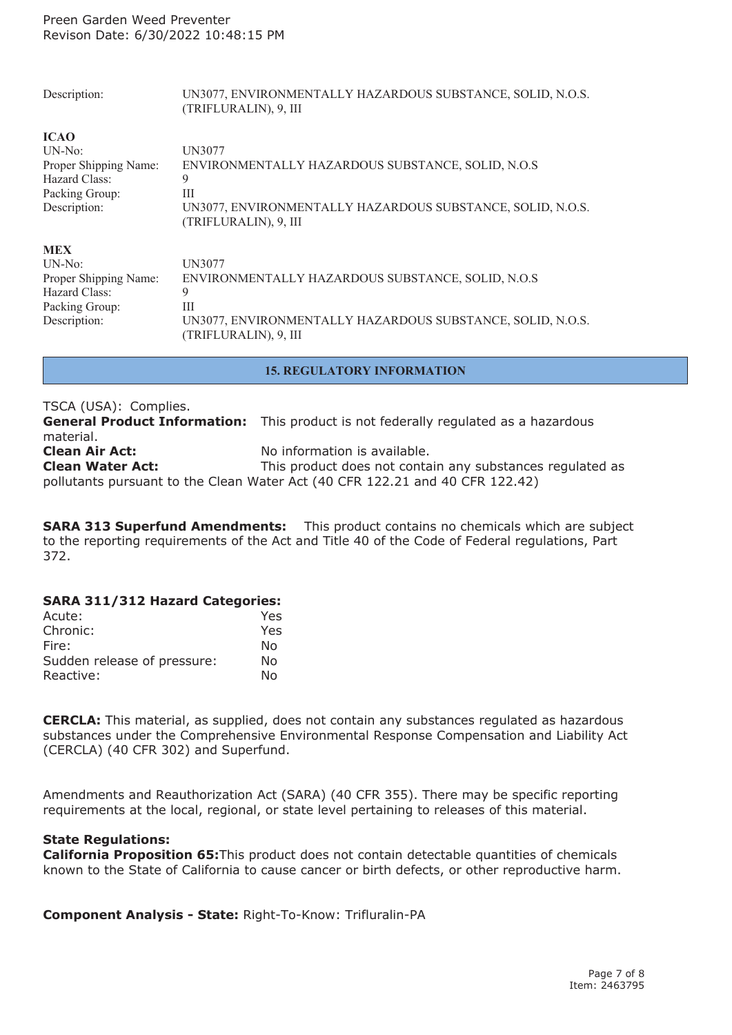| | |
|---|---|
| Description: | UN3077, ENVIRONMENTALLY HAZARDOUS SUBSTANCE, SOLID, N.O.S. (TRIFLURALIN), 9, III |

**ICAO**

| | |
|---|---|
| UN-No: | UN3077 |
| Proper Shipping Name: | ENVIRONMENTALLY HAZARDOUS SUBSTANCE, SOLID, N.O.S |
| Hazard Class: | 9 |
| Packing Group: | III |
| Description: | UN3077, ENVIRONMENTALLY HAZARDOUS SUBSTANCE, SOLID, N.O.S. (TRIFLURALIN), 9, III |

**MEX**

| | |
|---|---|
| UN-No: | UN3077 |
| Proper Shipping Name: | ENVIRONMENTALLY HAZARDOUS SUBSTANCE, SOLID, N.O.S |
| Hazard Class: | 9 |
| Packing Group: | III |
| Description: | UN3077, ENVIRONMENTALLY HAZARDOUS SUBSTANCE, SOLID, N.O.S. (TRIFLURALIN), 9, III |

## 15. REGULATORY INFORMATION

TSCA (USA): Complies.

**General Product Information:** This product is not federally regulated as a hazardous material.

**Clean Air Act:** No information is available.

**Clean Water Act:** This product does not contain any substances regulated as pollutants pursuant to the Clean Water Act (40 CFR 122.21 and 40 CFR 122.42)

**SARA 313 Superfund Amendments:** This product contains no chemicals which are subject to the reporting requirements of the Act and Title 40 of the Code of Federal regulations, Part 372.

**SARA 311/312 Hazard Categories:**

| | |
|---|---|
| Acute: | Yes |
| Chronic: | Yes |
| Fire: | No |
| Sudden release of pressure: | No |
| Reactive: | No |

**CERCLA:** This material, as supplied, does not contain any substances regulated as hazardous substances under the Comprehensive Environmental Response Compensation and Liability Act (CERCLA) (40 CFR 302) and Superfund.

Amendments and Reauthorization Act (SARA) (40 CFR 355). There may be specific reporting requirements at the local, regional, or state level pertaining to releases of this material.

**State Regulations:**

**California Proposition 65:** This product does not contain detectable quantities of chemicals known to the State of California to cause cancer or birth defects, or other reproductive harm.

**Component Analysis - State:** Right-To-Know: Trifluralin-PA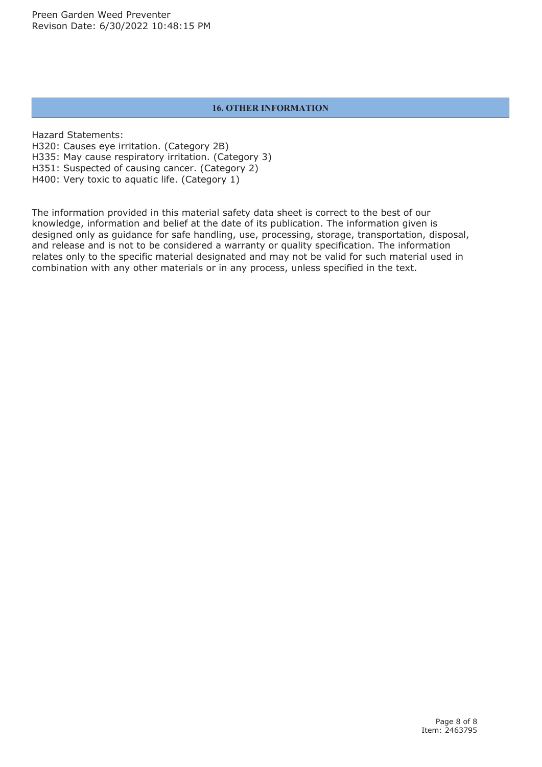## 16. OTHER INFORMATION

Hazard Statements:
H320: Causes eye irritation. (Category 2B)
H335: May cause respiratory irritation. (Category 3)
H351: Suspected of causing cancer. (Category 2)
H400: Very toxic to aquatic life. (Category 1)

The information provided in this material safety data sheet is correct to the best of our knowledge, information and belief at the date of its publication. The information given is designed only as guidance for safe handling, use, processing, storage, transportation, disposal, and release and is not to be considered a warranty or quality specification. The information relates only to the specific material designated and may not be valid for such material used in combination with any other materials or in any process, unless specified in the text.